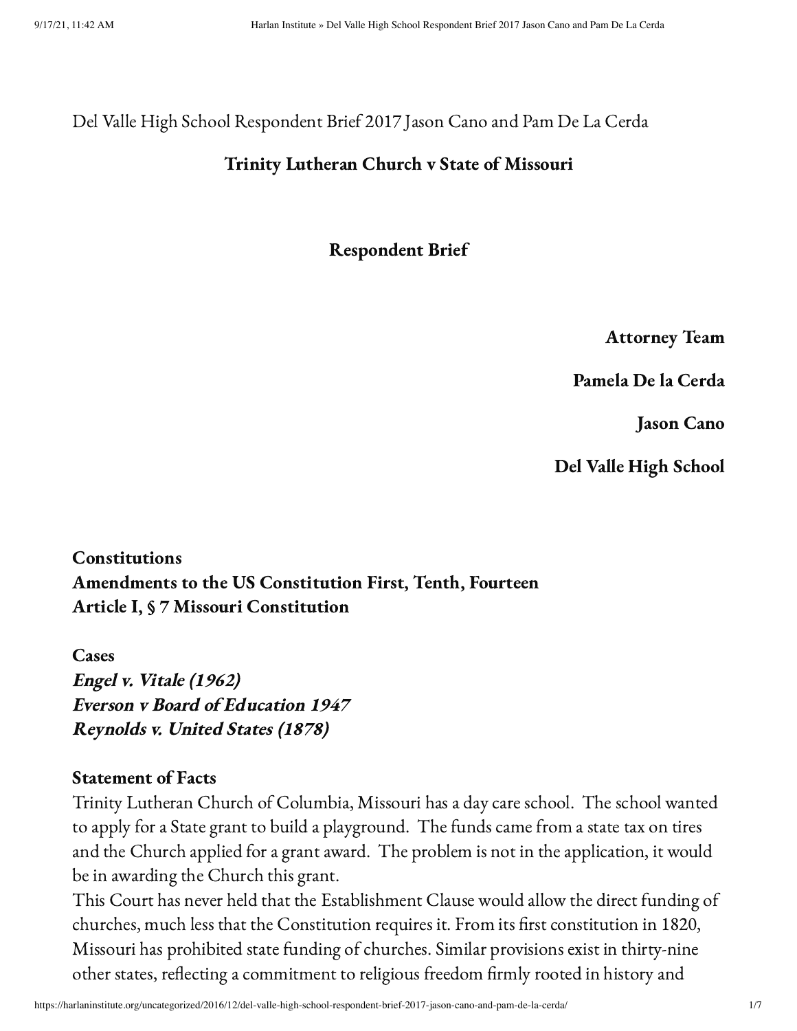Del Valle High School Respondent Brief 2017 Jason Cano and Pam De La Cerda

# Trinity Lutheran Church v State of Missouri

## Respondent Brief

**Attorney Team**

**Pamela De la Cerda**

**Jason Cano**

**Del Valle High School**

**Constitutions**
**Amendments to the US Constitution First, Tenth, Fourteen**
**Article I, § 7 Missouri Constitution**

**Cases**
***Engel v. Vitale (1962)***
***Everson v Board of Education 1947***
***Reynolds v. United States (1878)***

**Statement of Facts**

Trinity Lutheran Church of Columbia, Missouri has a day care school. The school wanted to apply for a State grant to build a playground. The funds came from a state tax on tires and the Church applied for a grant award. The problem is not in the application, it would be in awarding the Church this grant.

This Court has never held that the Establishment Clause would allow the direct funding of churches, much less that the Constitution requires it. From its first constitution in 1820, Missouri has prohibited state funding of churches. Similar provisions exist in thirty-nine other states, reflecting a commitment to religious freedom firmly rooted in history and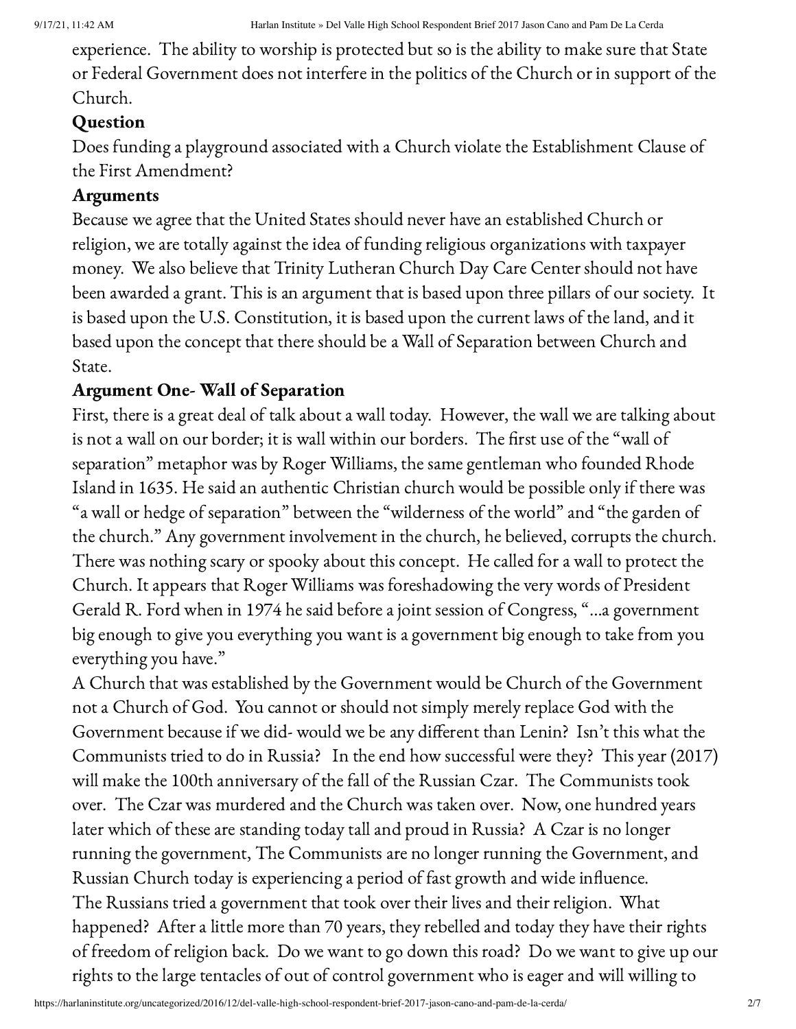experience. The ability to worship is protected but so is the ability to make sure that State or Federal Government does not interfere in the politics of the Church or in support of the Church.

**Question**

Does funding a playground associated with a Church violate the Establishment Clause of the First Amendment?

**Arguments**

Because we agree that the United States should never have an established Church or religion, we are totally against the idea of funding religious organizations with taxpayer money. We also believe that Trinity Lutheran Church Day Care Center should not have been awarded a grant. This is an argument that is based upon three pillars of our society. It is based upon the U.S. Constitution, it is based upon the current laws of the land, and it based upon the concept that there should be a Wall of Separation between Church and State.

**Argument One- Wall of Separation**

First, there is a great deal of talk about a wall today. However, the wall we are talking about is not a wall on our border; it is wall within our borders. The first use of the "wall of separation" metaphor was by Roger Williams, the same gentleman who founded Rhode Island in 1635. He said an authentic Christian church would be possible only if there was "a wall or hedge of separation" between the "wilderness of the world" and "the garden of the church." Any government involvement in the church, he believed, corrupts the church. There was nothing scary or spooky about this concept. He called for a wall to protect the Church. It appears that Roger Williams was foreshadowing the very words of President Gerald R. Ford when in 1974 he said before a joint session of Congress, "…a government big enough to give you everything you want is a government big enough to take from you everything you have."

A Church that was established by the Government would be Church of the Government not a Church of God. You cannot or should not simply merely replace God with the Government because if we did- would we be any different than Lenin? Isn't this what the Communists tried to do in Russia? In the end how successful were they? This year (2017) will make the 100th anniversary of the fall of the Russian Czar. The Communists took over. The Czar was murdered and the Church was taken over. Now, one hundred years later which of these are standing today tall and proud in Russia? A Czar is no longer running the government, The Communists are no longer running the Government, and Russian Church today is experiencing a period of fast growth and wide influence.

The Russians tried a government that took over their lives and their religion. What happened? After a little more than 70 years, they rebelled and today they have their rights of freedom of religion back. Do we want to go down this road? Do we want to give up our rights to the large tentacles of out of control government who is eager and will willing to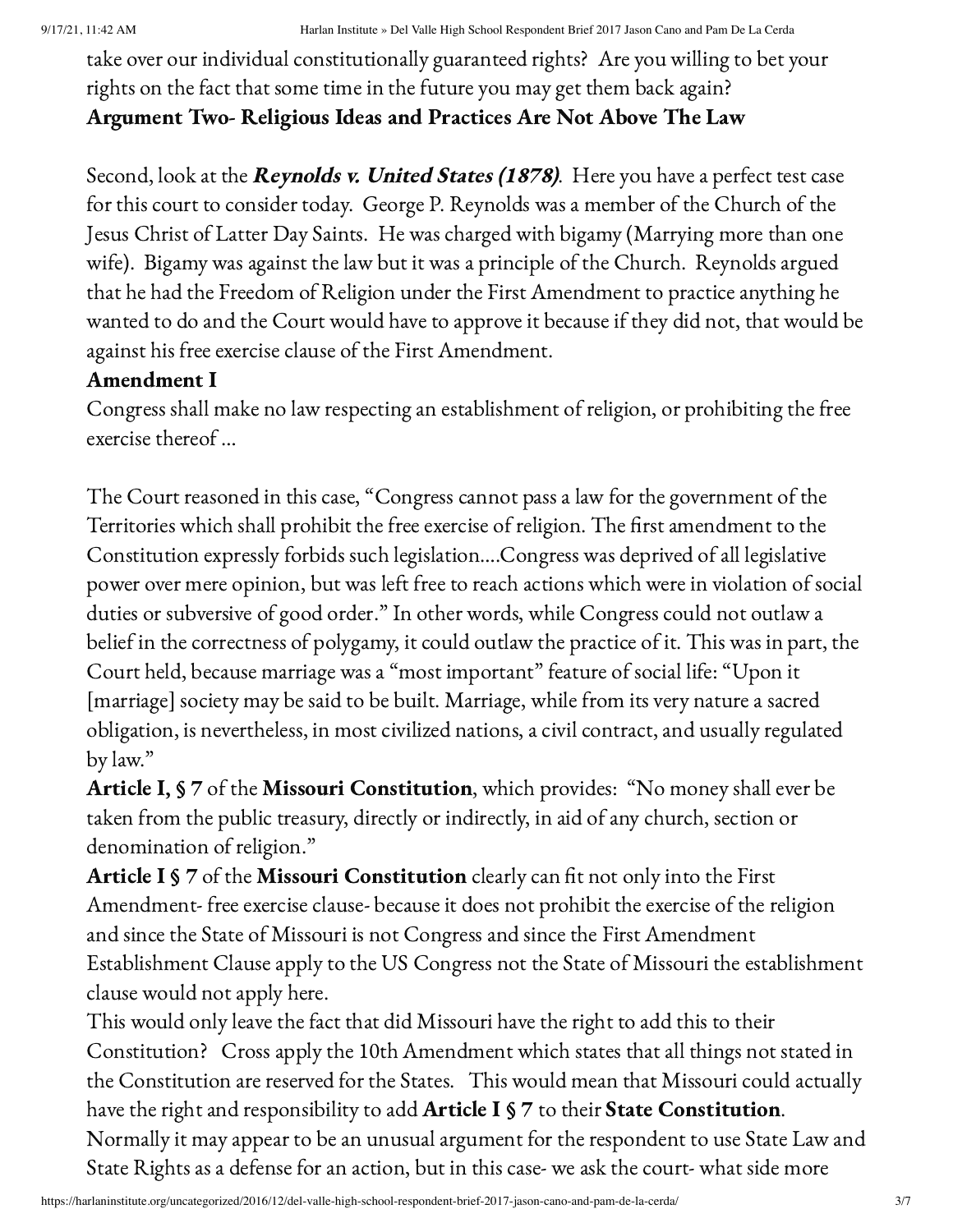take over our individual constitutionally guaranteed rights? Are you willing to bet your rights on the fact that some time in the future you may get them back again?

**Argument Two- Religious Ideas and Practices Are Not Above The Law**

Second, look at the ***Reynolds v. United States (1878)***. Here you have a perfect test case for this court to consider today. George P. Reynolds was a member of the Church of the Jesus Christ of Latter Day Saints. He was charged with bigamy (Marrying more than one wife). Bigamy was against the law but it was a principle of the Church. Reynolds argued that he had the Freedom of Religion under the First Amendment to practice anything he wanted to do and the Court would have to approve it because if they did not, that would be against his free exercise clause of the First Amendment.

**Amendment I**

Congress shall make no law respecting an establishment of religion, or prohibiting the free exercise thereof …

The Court reasoned in this case, "Congress cannot pass a law for the government of the Territories which shall prohibit the free exercise of religion. The first amendment to the Constitution expressly forbids such legislation….Congress was deprived of all legislative power over mere opinion, but was left free to reach actions which were in violation of social duties or subversive of good order." In other words, while Congress could not outlaw a belief in the correctness of polygamy, it could outlaw the practice of it. This was in part, the Court held, because marriage was a "most important" feature of social life: "Upon it [marriage] society may be said to be built. Marriage, while from its very nature a sacred obligation, is nevertheless, in most civilized nations, a civil contract, and usually regulated by law."

**Article I, § 7** of the **Missouri Constitution**, which provides: "No money shall ever be taken from the public treasury, directly or indirectly, in aid of any church, section or denomination of religion."

**Article I § 7** of the **Missouri Constitution** clearly can fit not only into the First Amendment- free exercise clause- because it does not prohibit the exercise of the religion and since the State of Missouri is not Congress and since the First Amendment Establishment Clause apply to the US Congress not the State of Missouri the establishment clause would not apply here.

This would only leave the fact that did Missouri have the right to add this to their Constitution? Cross apply the 10th Amendment which states that all things not stated in the Constitution are reserved for the States. This would mean that Missouri could actually have the right and responsibility to add **Article I § 7** to their **State Constitution**.

Normally it may appear to be an unusual argument for the respondent to use State Law and State Rights as a defense for an action, but in this case- we ask the court- what side more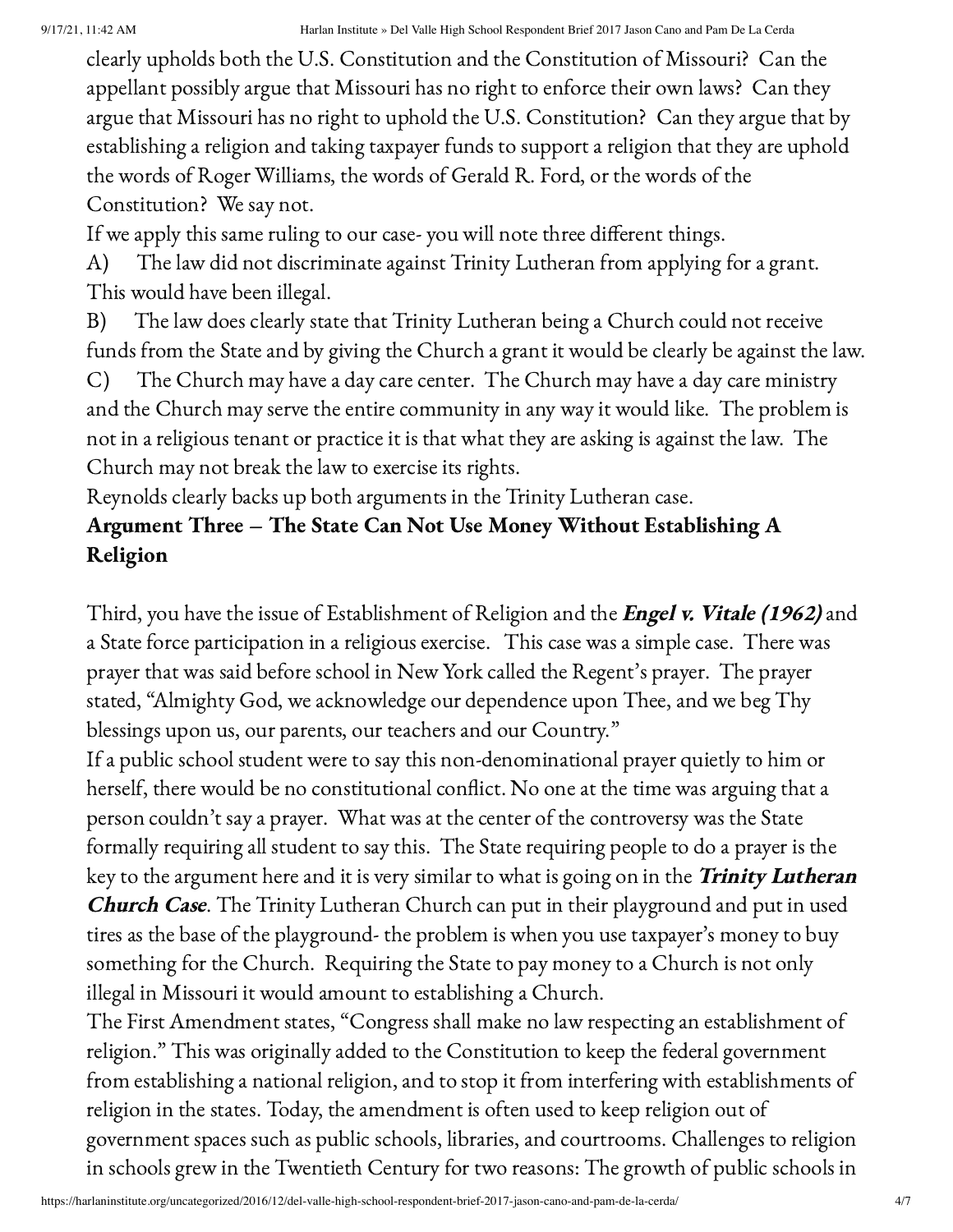clearly upholds both the U.S. Constitution and the Constitution of Missouri? Can the appellant possibly argue that Missouri has no right to enforce their own laws? Can they argue that Missouri has no right to uphold the U.S. Constitution? Can they argue that by establishing a religion and taking taxpayer funds to support a religion that they are uphold the words of Roger Williams, the words of Gerald R. Ford, or the words of the Constitution? We say not.

If we apply this same ruling to our case- you will note three different things.

A) The law did not discriminate against Trinity Lutheran from applying for a grant. This would have been illegal.

B) The law does clearly state that Trinity Lutheran being a Church could not receive funds from the State and by giving the Church a grant it would be clearly be against the law.

C) The Church may have a day care center. The Church may have a day care ministry and the Church may serve the entire community in any way it would like. The problem is not in a religious tenant or practice it is that what they are asking is against the law. The Church may not break the law to exercise its rights.

Reynolds clearly backs up both arguments in the Trinity Lutheran case.

**Argument Three – The State Can Not Use Money Without Establishing A Religion**

Third, you have the issue of Establishment of Religion and the ***Engel v. Vitale (1962)*** and a State force participation in a religious exercise. This case was a simple case. There was prayer that was said before school in New York called the Regent's prayer. The prayer stated, "Almighty God, we acknowledge our dependence upon Thee, and we beg Thy blessings upon us, our parents, our teachers and our Country."

If a public school student were to say this non-denominational prayer quietly to him or herself, there would be no constitutional conflict. No one at the time was arguing that a person couldn't say a prayer. What was at the center of the controversy was the State formally requiring all student to say this. The State requiring people to do a prayer is the key to the argument here and it is very similar to what is going on in the ***Trinity Lutheran Church Case***. The Trinity Lutheran Church can put in their playground and put in used tires as the base of the playground- the problem is when you use taxpayer's money to buy something for the Church. Requiring the State to pay money to a Church is not only illegal in Missouri it would amount to establishing a Church.

The First Amendment states, "Congress shall make no law respecting an establishment of religion." This was originally added to the Constitution to keep the federal government from establishing a national religion, and to stop it from interfering with establishments of religion in the states. Today, the amendment is often used to keep religion out of government spaces such as public schools, libraries, and courtrooms. Challenges to religion in schools grew in the Twentieth Century for two reasons: The growth of public schools in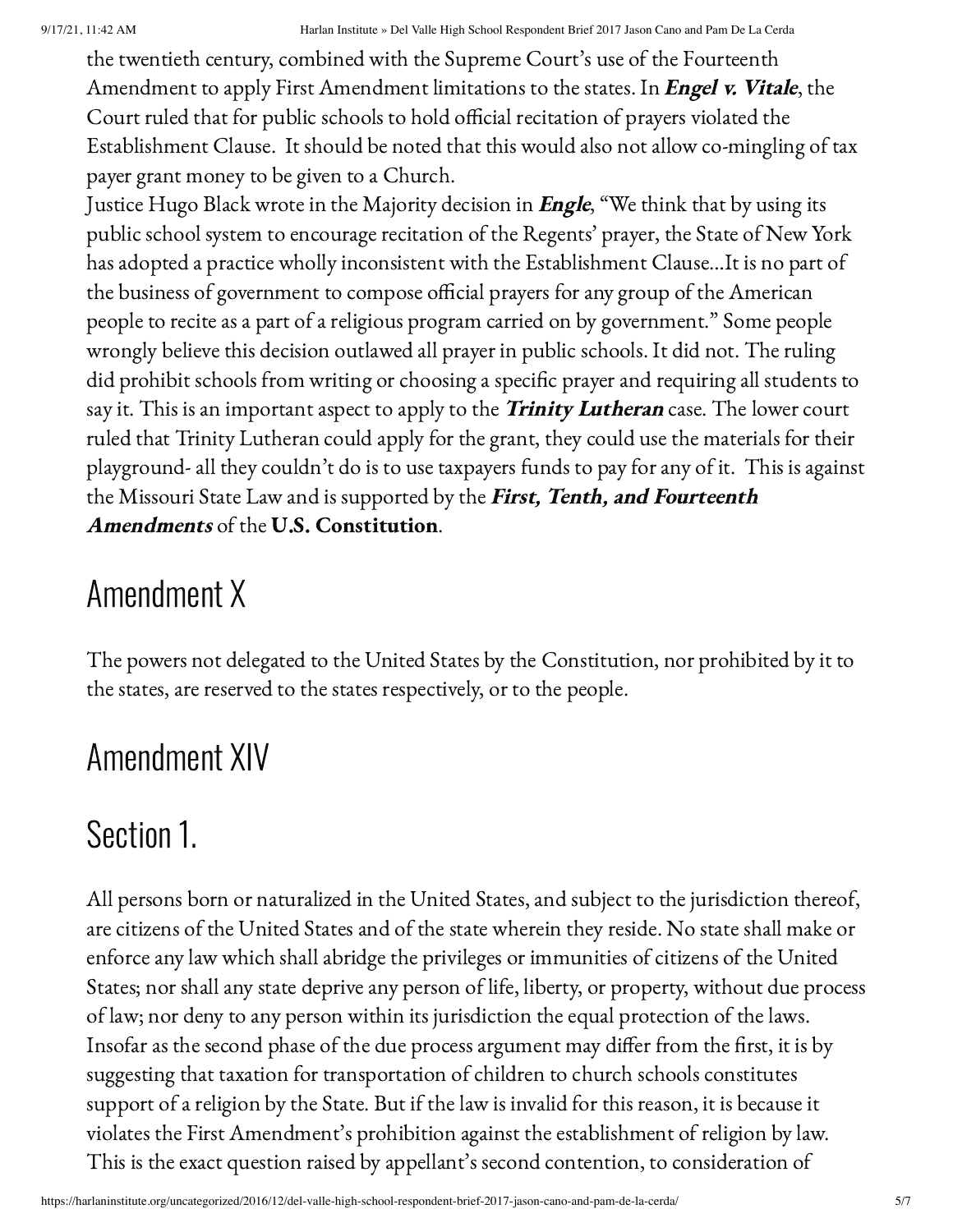the twentieth century, combined with the Supreme Court's use of the Fourteenth Amendment to apply First Amendment limitations to the states. In ***Engel v. Vitale***, the Court ruled that for public schools to hold official recitation of prayers violated the Establishment Clause. It should be noted that this would also not allow co-mingling of tax payer grant money to be given to a Church.

Justice Hugo Black wrote in the Majority decision in ***Engle***, "We think that by using its public school system to encourage recitation of the Regents' prayer, the State of New York has adopted a practice wholly inconsistent with the Establishment Clause…It is no part of the business of government to compose official prayers for any group of the American people to recite as a part of a religious program carried on by government." Some people wrongly believe this decision outlawed all prayer in public schools. It did not. The ruling did prohibit schools from writing or choosing a specific prayer and requiring all students to say it. This is an important aspect to apply to the ***Trinity Lutheran*** case. The lower court ruled that Trinity Lutheran could apply for the grant, they could use the materials for their playground- all they couldn't do is to use taxpayers funds to pay for any of it. This is against the Missouri State Law and is supported by the ***First, Tenth, and Fourteenth Amendments*** of the **U.S. Constitution**.

# Amendment X

The powers not delegated to the United States by the Constitution, nor prohibited by it to the states, are reserved to the states respectively, or to the people.

# Amendment XIV

# Section 1.

All persons born or naturalized in the United States, and subject to the jurisdiction thereof, are citizens of the United States and of the state wherein they reside. No state shall make or enforce any law which shall abridge the privileges or immunities of citizens of the United States; nor shall any state deprive any person of life, liberty, or property, without due process of law; nor deny to any person within its jurisdiction the equal protection of the laws. Insofar as the second phase of the due process argument may differ from the first, it is by suggesting that taxation for transportation of children to church schools constitutes support of a religion by the State. But if the law is invalid for this reason, it is because it violates the First Amendment's prohibition against the establishment of religion by law. This is the exact question raised by appellant's second contention, to consideration of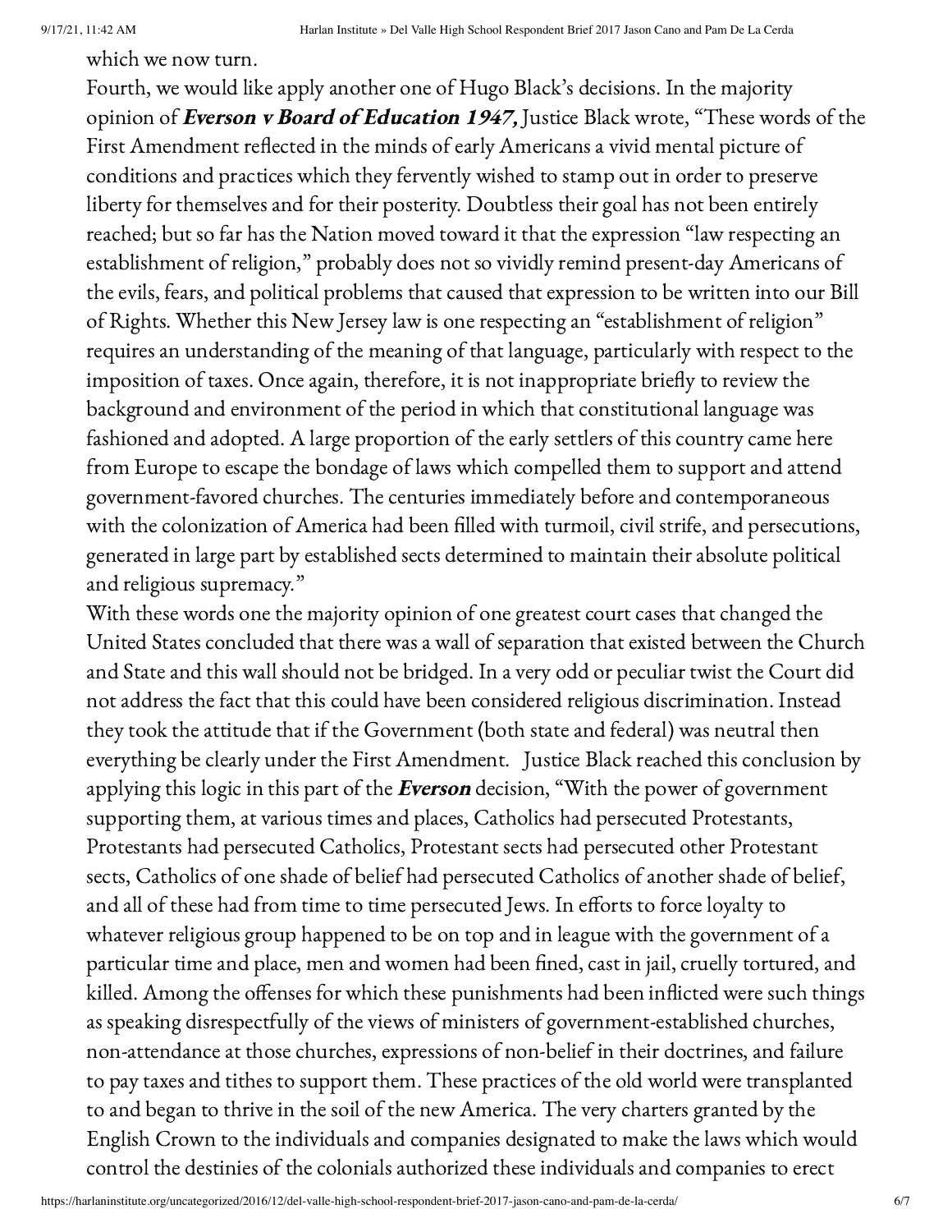which we now turn.

Fourth, we would like apply another one of Hugo Black's decisions. In the majority opinion of ***Everson v Board of Education 1947,*** Justice Black wrote, "These words of the First Amendment reflected in the minds of early Americans a vivid mental picture of conditions and practices which they fervently wished to stamp out in order to preserve liberty for themselves and for their posterity. Doubtless their goal has not been entirely reached; but so far has the Nation moved toward it that the expression "law respecting an establishment of religion," probably does not so vividly remind present-day Americans of the evils, fears, and political problems that caused that expression to be written into our Bill of Rights. Whether this New Jersey law is one respecting an "establishment of religion" requires an understanding of the meaning of that language, particularly with respect to the imposition of taxes. Once again, therefore, it is not inappropriate briefly to review the background and environment of the period in which that constitutional language was fashioned and adopted. A large proportion of the early settlers of this country came here from Europe to escape the bondage of laws which compelled them to support and attend government-favored churches. The centuries immediately before and contemporaneous with the colonization of America had been filled with turmoil, civil strife, and persecutions, generated in large part by established sects determined to maintain their absolute political and religious supremacy."

With these words one the majority opinion of one greatest court cases that changed the United States concluded that there was a wall of separation that existed between the Church and State and this wall should not be bridged. In a very odd or peculiar twist the Court did not address the fact that this could have been considered religious discrimination. Instead they took the attitude that if the Government (both state and federal) was neutral then everything be clearly under the First Amendment. Justice Black reached this conclusion by applying this logic in this part of the ***Everson*** decision, "With the power of government supporting them, at various times and places, Catholics had persecuted Protestants, Protestants had persecuted Catholics, Protestant sects had persecuted other Protestant sects, Catholics of one shade of belief had persecuted Catholics of another shade of belief, and all of these had from time to time persecuted Jews. In efforts to force loyalty to whatever religious group happened to be on top and in league with the government of a particular time and place, men and women had been fined, cast in jail, cruelly tortured, and killed. Among the offenses for which these punishments had been inflicted were such things as speaking disrespectfully of the views of ministers of government-established churches, non-attendance at those churches, expressions of non-belief in their doctrines, and failure to pay taxes and tithes to support them. These practices of the old world were transplanted to and began to thrive in the soil of the new America. The very charters granted by the English Crown to the individuals and companies designated to make the laws which would control the destinies of the colonials authorized these individuals and companies to erect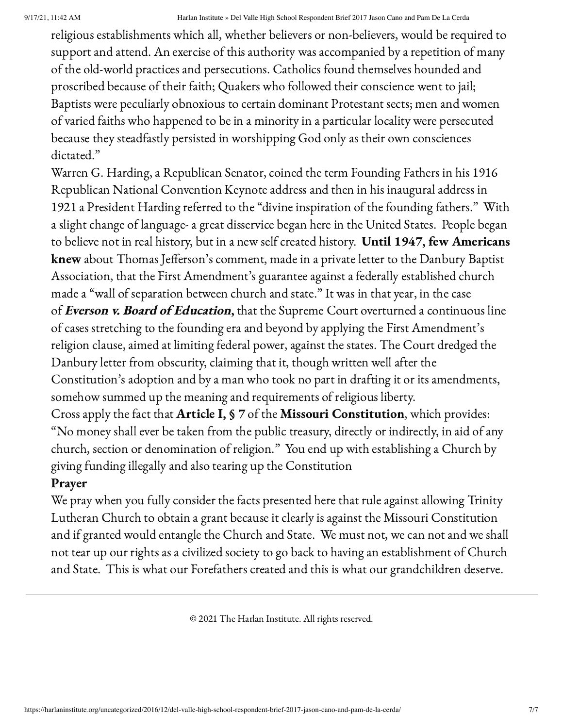religious establishments which all, whether believers or non-believers, would be required to support and attend. An exercise of this authority was accompanied by a repetition of many of the old-world practices and persecutions. Catholics found themselves hounded and proscribed because of their faith; Quakers who followed their conscience went to jail; Baptists were peculiarly obnoxious to certain dominant Protestant sects; men and women of varied faiths who happened to be in a minority in a particular locality were persecuted because they steadfastly persisted in worshipping God only as their own consciences dictated."

Warren G. Harding, a Republican Senator, coined the term Founding Fathers in his 1916 Republican National Convention Keynote address and then in his inaugural address in 1921 a President Harding referred to the "divine inspiration of the founding fathers." With a slight change of language- a great disservice began here in the United States. People began to believe not in real history, but in a new self created history. **Until 1947, few Americans knew** about Thomas Jefferson's comment, made in a private letter to the Danbury Baptist Association, that the First Amendment's guarantee against a federally established church made a "wall of separation between church and state." It was in that year, in the case of ***Everson v. Board of Education***, that the Supreme Court overturned a continuous line of cases stretching to the founding era and beyond by applying the First Amendment's religion clause, aimed at limiting federal power, against the states. The Court dredged the Danbury letter from obscurity, claiming that it, though written well after the Constitution's adoption and by a man who took no part in drafting it or its amendments, somehow summed up the meaning and requirements of religious liberty.

Cross apply the fact that **Article I, § 7** of the **Missouri Constitution**, which provides: "No money shall ever be taken from the public treasury, directly or indirectly, in aid of any church, section or denomination of religion." You end up with establishing a Church by giving funding illegally and also tearing up the Constitution

**Prayer**

We pray when you fully consider the facts presented here that rule against allowing Trinity Lutheran Church to obtain a grant because it clearly is against the Missouri Constitution and if granted would entangle the Church and State. We must not, we can not and we shall not tear up our rights as a civilized society to go back to having an establishment of Church and State. This is what our Forefathers created and this is what our grandchildren deserve.

© 2021 The Harlan Institute. All rights reserved.